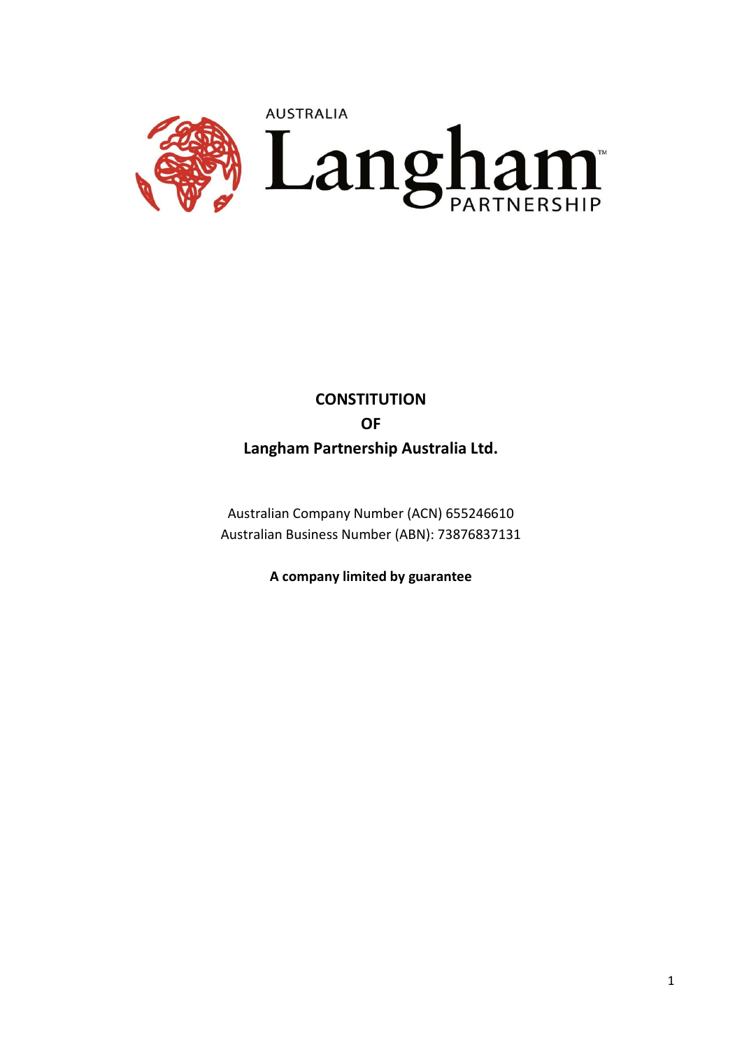AUSTRALIA

Langham

PARTNERSHIP

# CONSTITUTION
# OF
# Langham Partnership Australia Ltd.

Australian Company Number (ACN) 655246610
Australian Business Number (ABN): 73876837131

**A company limited by guarantee**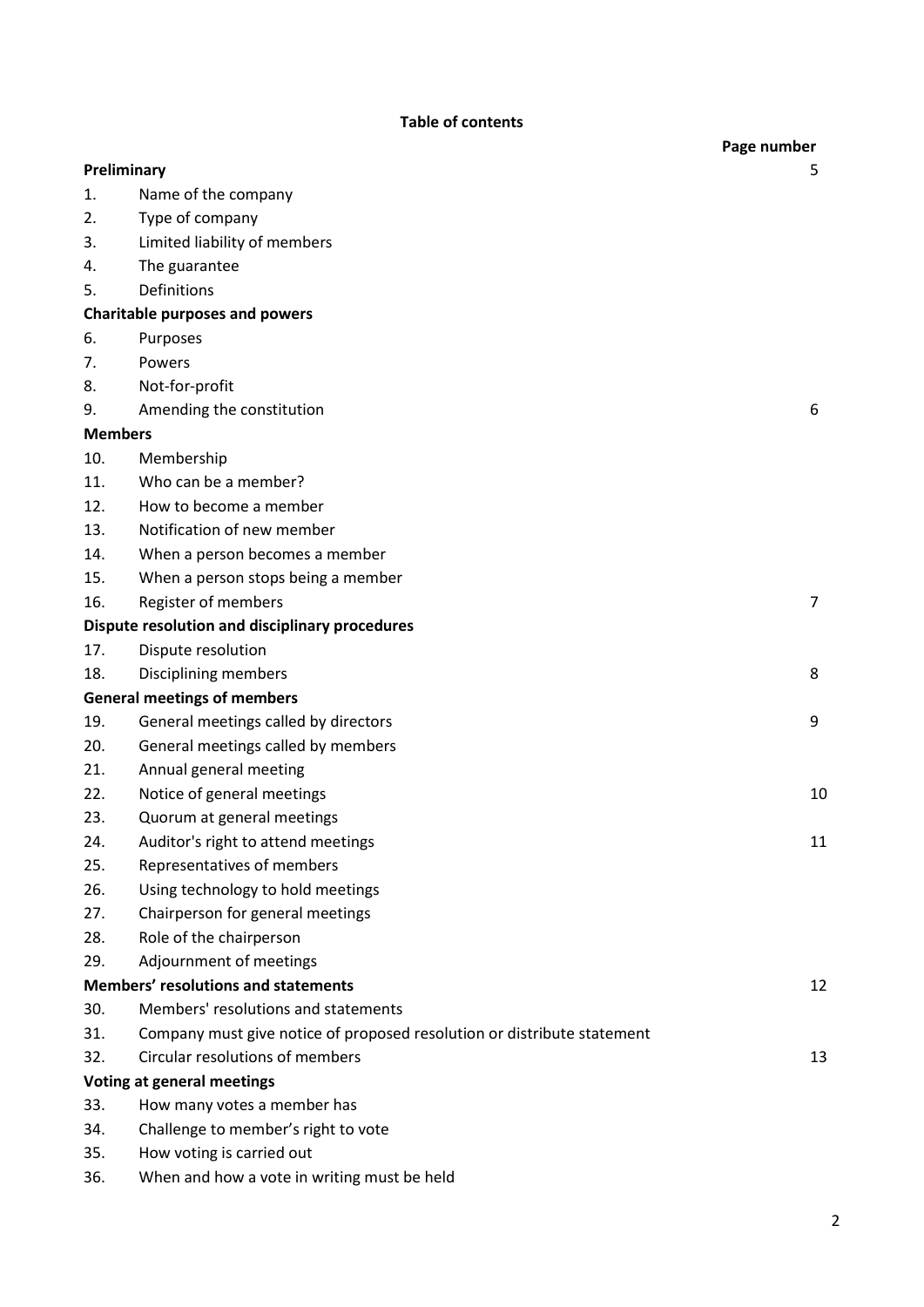**Table of contents**

| | | Page number |
|---|---|---|
| **Preliminary** | | 5 |
| 1. | Name of the company | |
| 2. | Type of company | |
| 3. | Limited liability of members | |
| 4. | The guarantee | |
| 5. | Definitions | |
| **Charitable purposes and powers** | | |
| 6. | Purposes | |
| 7. | Powers | |
| 8. | Not-for-profit | |
| 9. | Amending the constitution | 6 |
| **Members** | | |
| 10. | Membership | |
| 11. | Who can be a member? | |
| 12. | How to become a member | |
| 13. | Notification of new member | |
| 14. | When a person becomes a member | |
| 15. | When a person stops being a member | |
| 16. | Register of members | 7 |
| **Dispute resolution and disciplinary procedures** | | |
| 17. | Dispute resolution | |
| 18. | Disciplining members | 8 |
| **General meetings of members** | | |
| 19. | General meetings called by directors | 9 |
| 20. | General meetings called by members | |
| 21. | Annual general meeting | |
| 22. | Notice of general meetings | 10 |
| 23. | Quorum at general meetings | |
| 24. | Auditor's right to attend meetings | 11 |
| 25. | Representatives of members | |
| 26. | Using technology to hold meetings | |
| 27. | Chairperson for general meetings | |
| 28. | Role of the chairperson | |
| 29. | Adjournment of meetings | |
| **Members' resolutions and statements** | | 12 |
| 30. | Members' resolutions and statements | |
| 31. | Company must give notice of proposed resolution or distribute statement | |
| 32. | Circular resolutions of members | 13 |
| **Voting at general meetings** | | |
| 33. | How many votes a member has | |
| 34. | Challenge to member's right to vote | |
| 35. | How voting is carried out | |
| 36. | When and how a vote in writing must be held | |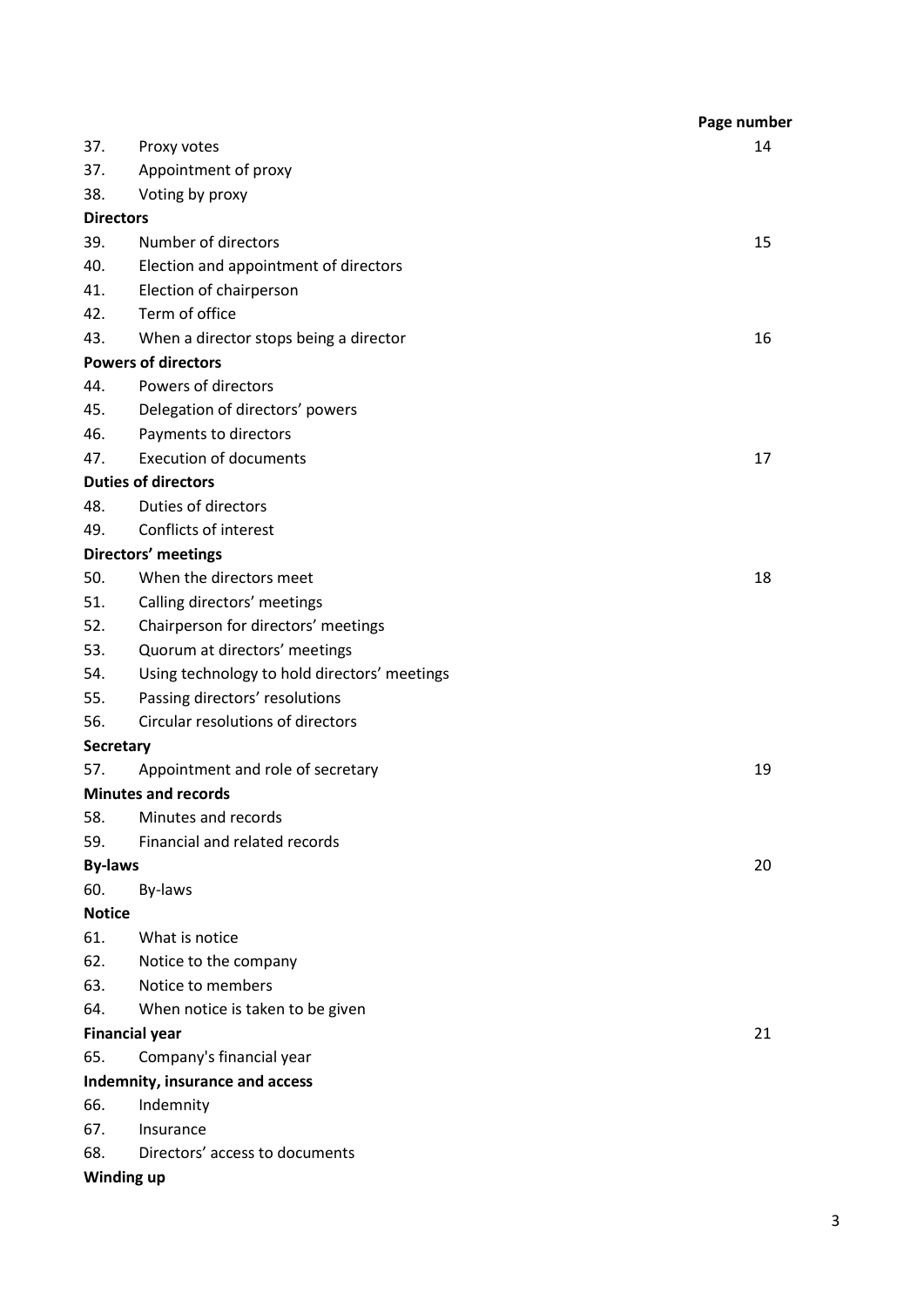| | | Page number |
|---|---|---|
| 37. | Proxy votes | 14 |
| 37. | Appointment of proxy | |
| 38. | Voting by proxy | |
| **Directors** | | |
| 39. | Number of directors | 15 |
| 40. | Election and appointment of directors | |
| 41. | Election of chairperson | |
| 42. | Term of office | |
| 43. | When a director stops being a director | 16 |
| **Powers of directors** | | |
| 44. | Powers of directors | |
| 45. | Delegation of directors' powers | |
| 46. | Payments to directors | |
| 47. | Execution of documents | 17 |
| **Duties of directors** | | |
| 48. | Duties of directors | |
| 49. | Conflicts of interest | |
| **Directors' meetings** | | |
| 50. | When the directors meet | 18 |
| 51. | Calling directors' meetings | |
| 52. | Chairperson for directors' meetings | |
| 53. | Quorum at directors' meetings | |
| 54. | Using technology to hold directors' meetings | |
| 55. | Passing directors' resolutions | |
| 56. | Circular resolutions of directors | |
| **Secretary** | | |
| 57. | Appointment and role of secretary | 19 |
| **Minutes and records** | | |
| 58. | Minutes and records | |
| 59. | Financial and related records | |
| **By-laws** | | 20 |
| 60. | By-laws | |
| **Notice** | | |
| 61. | What is notice | |
| 62. | Notice to the company | |
| 63. | Notice to members | |
| 64. | When notice is taken to be given | |
| **Financial year** | | 21 |
| 65. | Company's financial year | |
| **Indemnity, insurance and access** | | |
| 66. | Indemnity | |
| 67. | Insurance | |
| 68. | Directors' access to documents | |
| **Winding up** | | |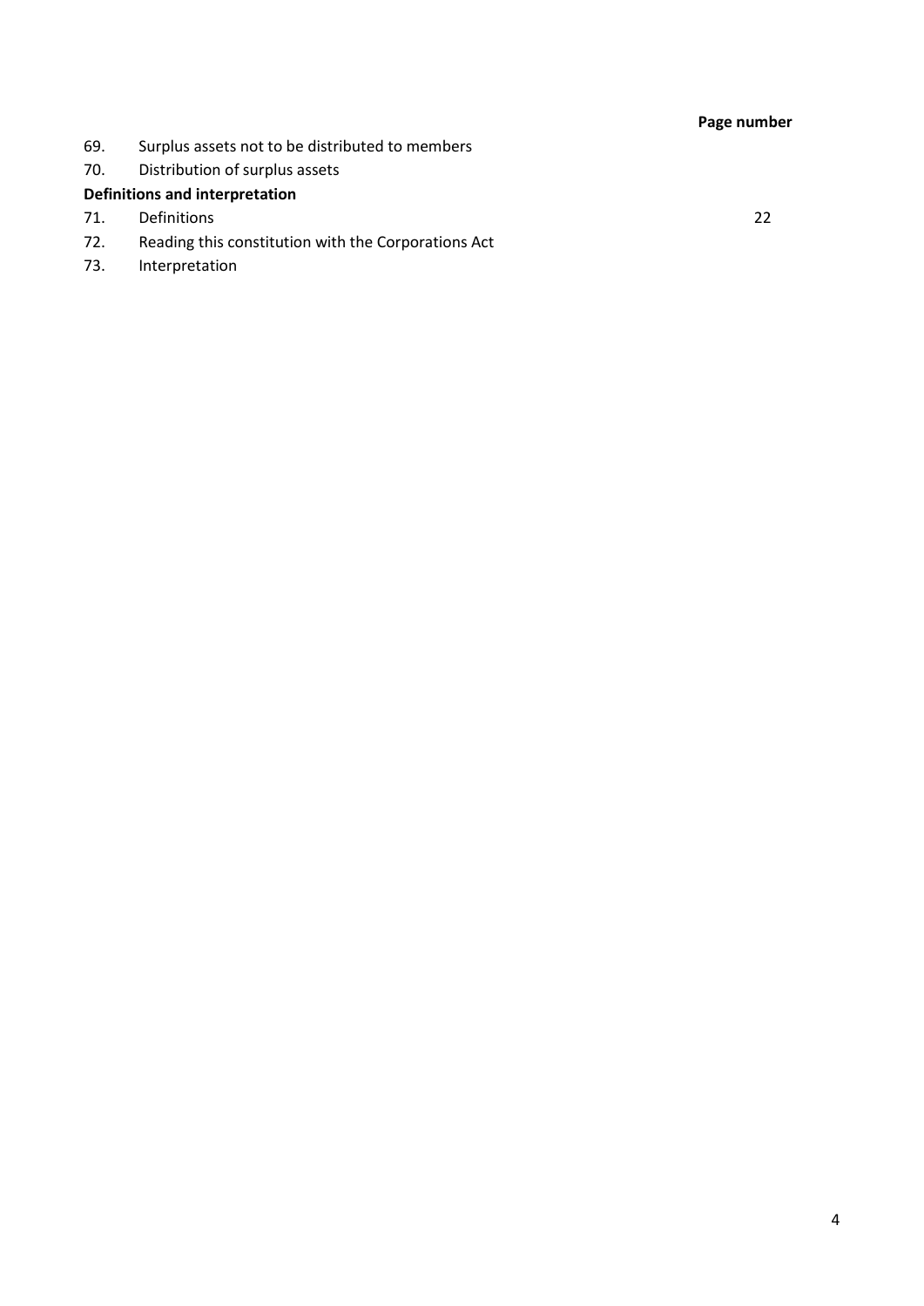| | | Page number |
|---|---|---|
| 69. | Surplus assets not to be distributed to members | |
| 70. | Distribution of surplus assets | |
| **Definitions and interpretation** | | |
| 71. | Definitions | 22 |
| 72. | Reading this constitution with the Corporations Act | |
| 73. | Interpretation | |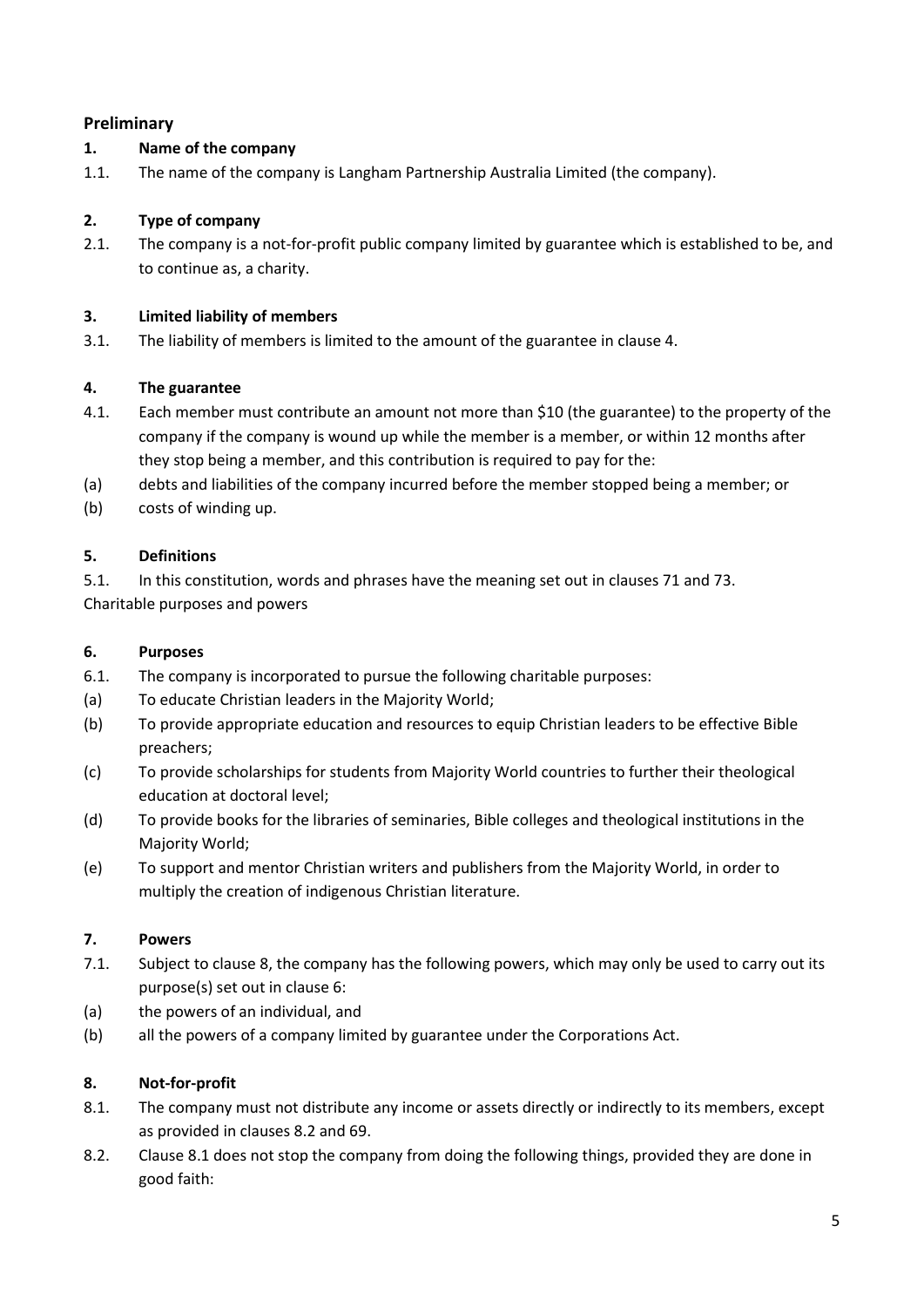## Preliminary

### 1. Name of the company

1.1. The name of the company is Langham Partnership Australia Limited (the company).

### 2. Type of company

2.1. The company is a not-for-profit public company limited by guarantee which is established to be, and to continue as, a charity.

### 3. Limited liability of members

3.1. The liability of members is limited to the amount of the guarantee in clause 4.

### 4. The guarantee

4.1. Each member must contribute an amount not more than $10 (the guarantee) to the property of the company if the company is wound up while the member is a member, or within 12 months after they stop being a member, and this contribution is required to pay for the:

(a) debts and liabilities of the company incurred before the member stopped being a member; or

(b) costs of winding up.

### 5. Definitions

5.1. In this constitution, words and phrases have the meaning set out in clauses 71 and 73.

Charitable purposes and powers

### 6. Purposes

6.1. The company is incorporated to pursue the following charitable purposes:

(a) To educate Christian leaders in the Majority World;

(b) To provide appropriate education and resources to equip Christian leaders to be effective Bible preachers;

(c) To provide scholarships for students from Majority World countries to further their theological education at doctoral level;

(d) To provide books for the libraries of seminaries, Bible colleges and theological institutions in the Majority World;

(e) To support and mentor Christian writers and publishers from the Majority World, in order to multiply the creation of indigenous Christian literature.

### 7. Powers

7.1. Subject to clause 8, the company has the following powers, which may only be used to carry out its purpose(s) set out in clause 6:

(a) the powers of an individual, and

(b) all the powers of a company limited by guarantee under the Corporations Act.

### 8. Not-for-profit

8.1. The company must not distribute any income or assets directly or indirectly to its members, except as provided in clauses 8.2 and 69.

8.2. Clause 8.1 does not stop the company from doing the following things, provided they are done in good faith: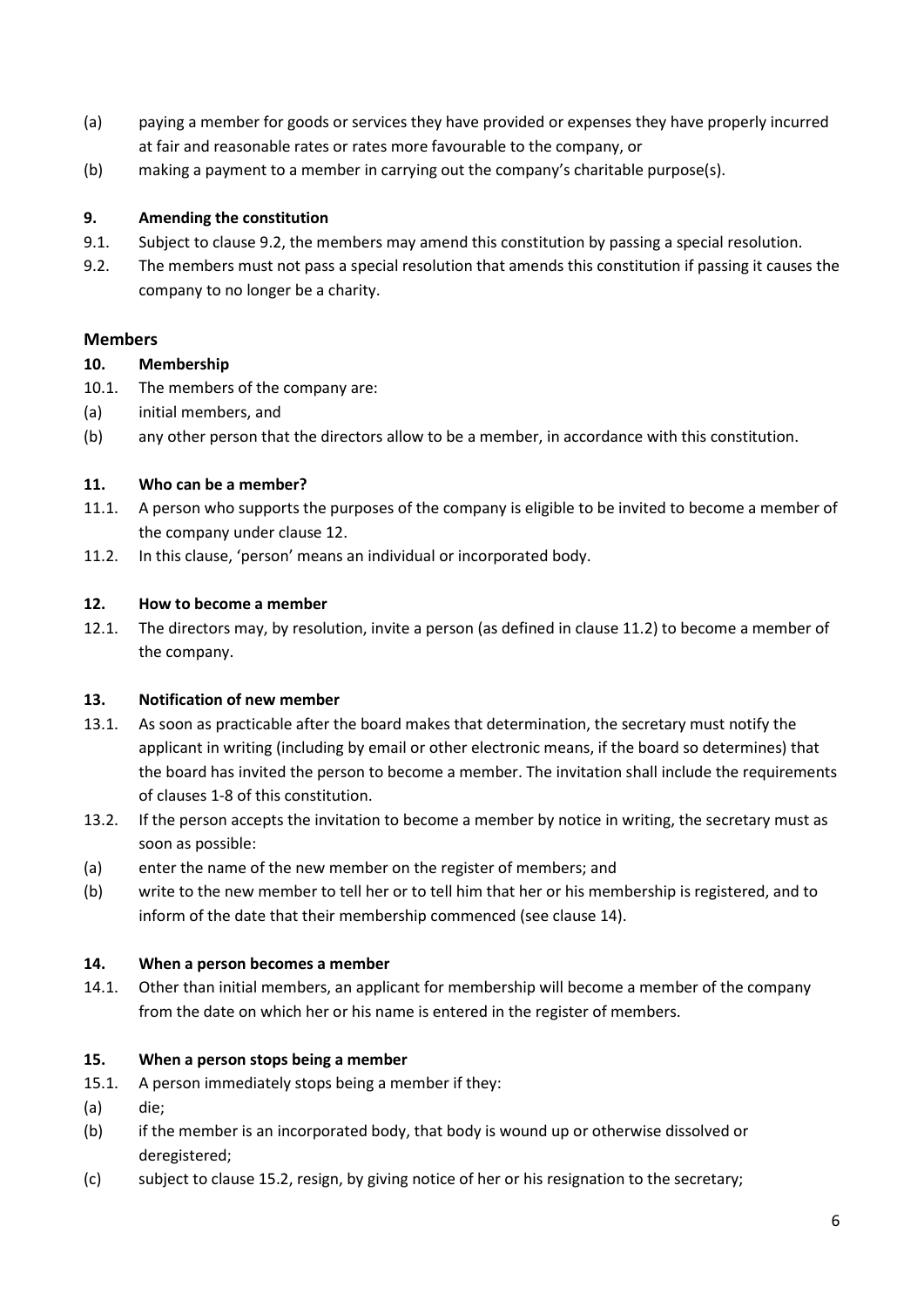(a) paying a member for goods or services they have provided or expenses they have properly incurred at fair and reasonable rates or rates more favourable to the company, or

(b) making a payment to a member in carrying out the company's charitable purpose(s).

### 9. Amending the constitution

9.1. Subject to clause 9.2, the members may amend this constitution by passing a special resolution.

9.2. The members must not pass a special resolution that amends this constitution if passing it causes the company to no longer be a charity.

## Members

### 10. Membership

10.1. The members of the company are:

(a) initial members, and

(b) any other person that the directors allow to be a member, in accordance with this constitution.

### 11. Who can be a member?

11.1. A person who supports the purposes of the company is eligible to be invited to become a member of the company under clause 12.

11.2. In this clause, 'person' means an individual or incorporated body.

### 12. How to become a member

12.1. The directors may, by resolution, invite a person (as defined in clause 11.2) to become a member of the company.

### 13. Notification of new member

13.1. As soon as practicable after the board makes that determination, the secretary must notify the applicant in writing (including by email or other electronic means, if the board so determines) that the board has invited the person to become a member. The invitation shall include the requirements of clauses 1-8 of this constitution.

13.2. If the person accepts the invitation to become a member by notice in writing, the secretary must as soon as possible:

(a) enter the name of the new member on the register of members; and

(b) write to the new member to tell her or to tell him that her or his membership is registered, and to inform of the date that their membership commenced (see clause 14).

### 14. When a person becomes a member

14.1. Other than initial members, an applicant for membership will become a member of the company from the date on which her or his name is entered in the register of members.

### 15. When a person stops being a member

15.1. A person immediately stops being a member if they:

(a) die;

(b) if the member is an incorporated body, that body is wound up or otherwise dissolved or deregistered;

(c) subject to clause 15.2, resign, by giving notice of her or his resignation to the secretary;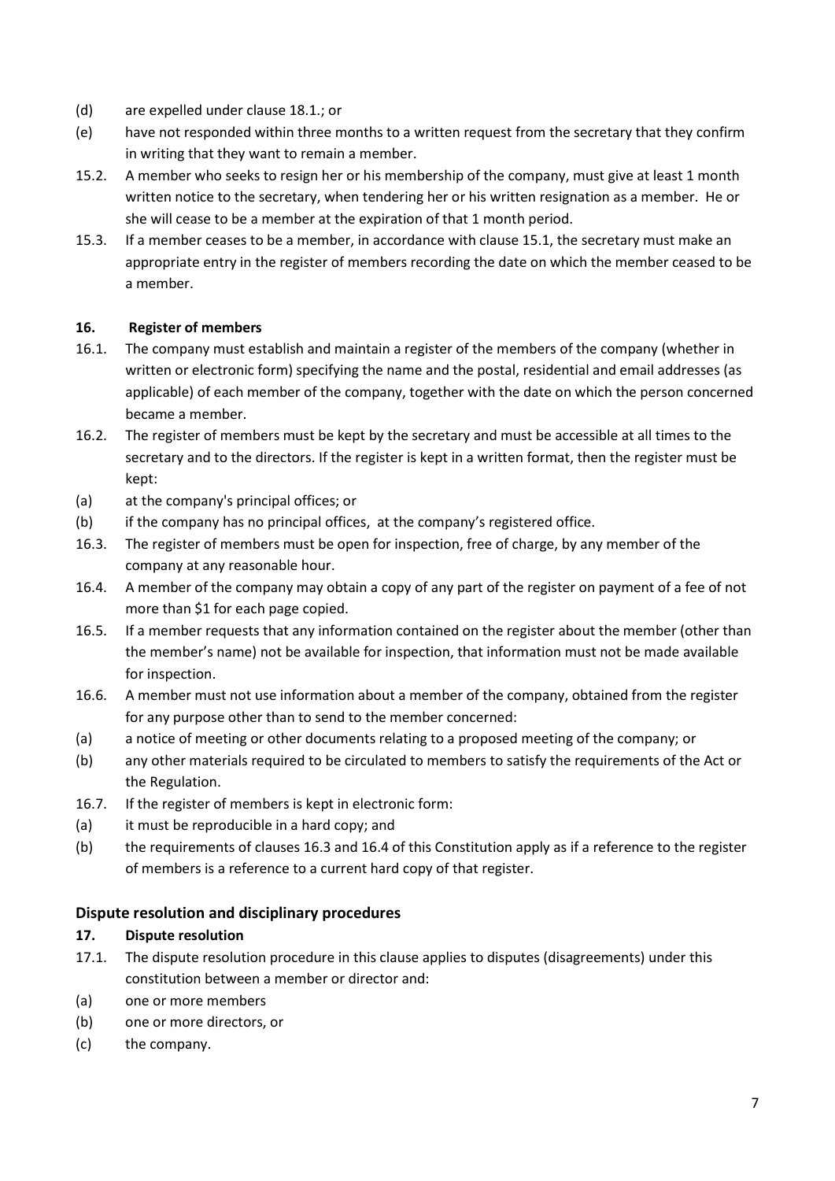(d) are expelled under clause 18.1.; or

(e) have not responded within three months to a written request from the secretary that they confirm in writing that they want to remain a member.

15.2. A member who seeks to resign her or his membership of the company, must give at least 1 month written notice to the secretary, when tendering her or his written resignation as a member. He or she will cease to be a member at the expiration of that 1 month period.

15.3. If a member ceases to be a member, in accordance with clause 15.1, the secretary must make an appropriate entry in the register of members recording the date on which the member ceased to be a member.

**16. Register of members**

16.1. The company must establish and maintain a register of the members of the company (whether in written or electronic form) specifying the name and the postal, residential and email addresses (as applicable) of each member of the company, together with the date on which the person concerned became a member.

16.2. The register of members must be kept by the secretary and must be accessible at all times to the secretary and to the directors. If the register is kept in a written format, then the register must be kept:

(a) at the company's principal offices; or

(b) if the company has no principal offices, at the company's registered office.

16.3. The register of members must be open for inspection, free of charge, by any member of the company at any reasonable hour.

16.4. A member of the company may obtain a copy of any part of the register on payment of a fee of not more than $1 for each page copied.

16.5. If a member requests that any information contained on the register about the member (other than the member's name) not be available for inspection, that information must not be made available for inspection.

16.6. A member must not use information about a member of the company, obtained from the register for any purpose other than to send to the member concerned:

(a) a notice of meeting or other documents relating to a proposed meeting of the company; or

(b) any other materials required to be circulated to members to satisfy the requirements of the Act or the Regulation.

16.7. If the register of members is kept in electronic form:

(a) it must be reproducible in a hard copy; and

(b) the requirements of clauses 16.3 and 16.4 of this Constitution apply as if a reference to the register of members is a reference to a current hard copy of that register.

## Dispute resolution and disciplinary procedures

**17. Dispute resolution**

17.1. The dispute resolution procedure in this clause applies to disputes (disagreements) under this constitution between a member or director and:

(a) one or more members

(b) one or more directors, or

(c) the company.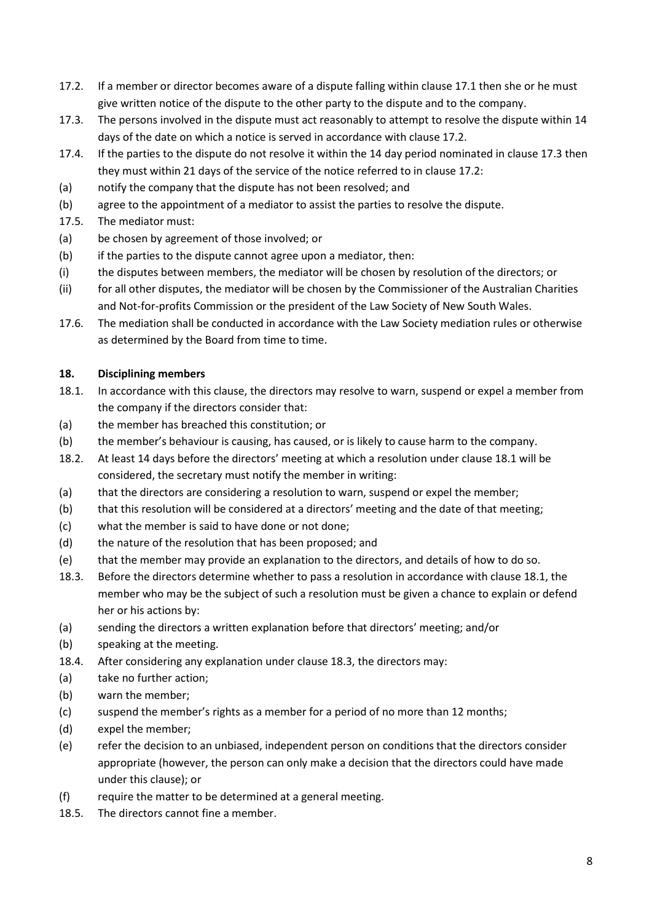17.2. If a member or director becomes aware of a dispute falling within clause 17.1 then she or he must give written notice of the dispute to the other party to the dispute and to the company.

17.3. The persons involved in the dispute must act reasonably to attempt to resolve the dispute within 14 days of the date on which a notice is served in accordance with clause 17.2.

17.4. If the parties to the dispute do not resolve it within the 14 day period nominated in clause 17.3 then they must within 21 days of the service of the notice referred to in clause 17.2:

(a) notify the company that the dispute has not been resolved; and

(b) agree to the appointment of a mediator to assist the parties to resolve the dispute.

17.5. The mediator must:

(a) be chosen by agreement of those involved; or

(b) if the parties to the dispute cannot agree upon a mediator, then:

(i) the disputes between members, the mediator will be chosen by resolution of the directors; or

(ii) for all other disputes, the mediator will be chosen by the Commissioner of the Australian Charities and Not-for-profits Commission or the president of the Law Society of New South Wales.

17.6. The mediation shall be conducted in accordance with the Law Society mediation rules or otherwise as determined by the Board from time to time.

## 18. Disciplining members

18.1. In accordance with this clause, the directors may resolve to warn, suspend or expel a member from the company if the directors consider that:

(a) the member has breached this constitution; or

(b) the member's behaviour is causing, has caused, or is likely to cause harm to the company.

18.2. At least 14 days before the directors' meeting at which a resolution under clause 18.1 will be considered, the secretary must notify the member in writing:

(a) that the directors are considering a resolution to warn, suspend or expel the member;

(b) that this resolution will be considered at a directors' meeting and the date of that meeting;

(c) what the member is said to have done or not done;

(d) the nature of the resolution that has been proposed; and

(e) that the member may provide an explanation to the directors, and details of how to do so.

18.3. Before the directors determine whether to pass a resolution in accordance with clause 18.1, the member who may be the subject of such a resolution must be given a chance to explain or defend her or his actions by:

(a) sending the directors a written explanation before that directors' meeting; and/or

(b) speaking at the meeting.

18.4. After considering any explanation under clause 18.3, the directors may:

(a) take no further action;

(b) warn the member;

(c) suspend the member's rights as a member for a period of no more than 12 months;

(d) expel the member;

(e) refer the decision to an unbiased, independent person on conditions that the directors consider appropriate (however, the person can only make a decision that the directors could have made under this clause); or

(f) require the matter to be determined at a general meeting.

18.5. The directors cannot fine a member.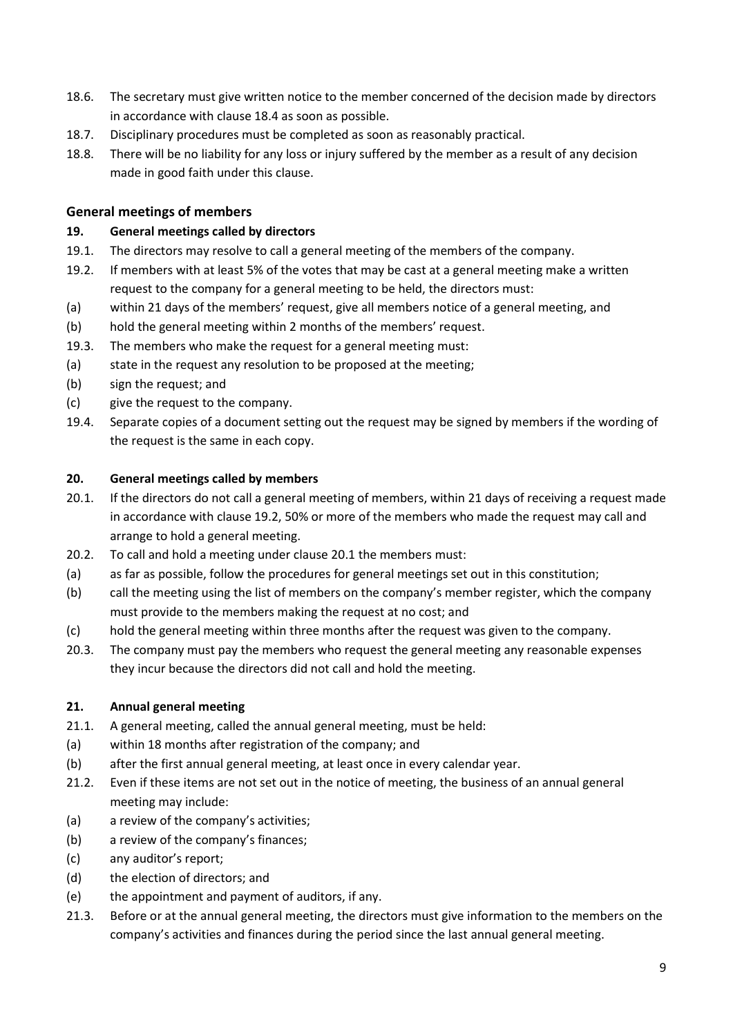18.6. The secretary must give written notice to the member concerned of the decision made by directors in accordance with clause 18.4 as soon as possible.

18.7. Disciplinary procedures must be completed as soon as reasonably practical.

18.8. There will be no liability for any loss or injury suffered by the member as a result of any decision made in good faith under this clause.

## General meetings of members

### 19. General meetings called by directors

19.1. The directors may resolve to call a general meeting of the members of the company.

19.2. If members with at least 5% of the votes that may be cast at a general meeting make a written request to the company for a general meeting to be held, the directors must:

(a) within 21 days of the members' request, give all members notice of a general meeting, and

(b) hold the general meeting within 2 months of the members' request.

19.3. The members who make the request for a general meeting must:

(a) state in the request any resolution to be proposed at the meeting;

(b) sign the request; and

(c) give the request to the company.

19.4. Separate copies of a document setting out the request may be signed by members if the wording of the request is the same in each copy.

### 20. General meetings called by members

20.1. If the directors do not call a general meeting of members, within 21 days of receiving a request made in accordance with clause 19.2, 50% or more of the members who made the request may call and arrange to hold a general meeting.

20.2. To call and hold a meeting under clause 20.1 the members must:

(a) as far as possible, follow the procedures for general meetings set out in this constitution;

(b) call the meeting using the list of members on the company's member register, which the company must provide to the members making the request at no cost; and

(c) hold the general meeting within three months after the request was given to the company.

20.3. The company must pay the members who request the general meeting any reasonable expenses they incur because the directors did not call and hold the meeting.

### 21. Annual general meeting

21.1. A general meeting, called the annual general meeting, must be held:

(a) within 18 months after registration of the company; and

(b) after the first annual general meeting, at least once in every calendar year.

21.2. Even if these items are not set out in the notice of meeting, the business of an annual general meeting may include:

(a) a review of the company's activities;

(b) a review of the company's finances;

(c) any auditor's report;

(d) the election of directors; and

(e) the appointment and payment of auditors, if any.

21.3. Before or at the annual general meeting, the directors must give information to the members on the company's activities and finances during the period since the last annual general meeting.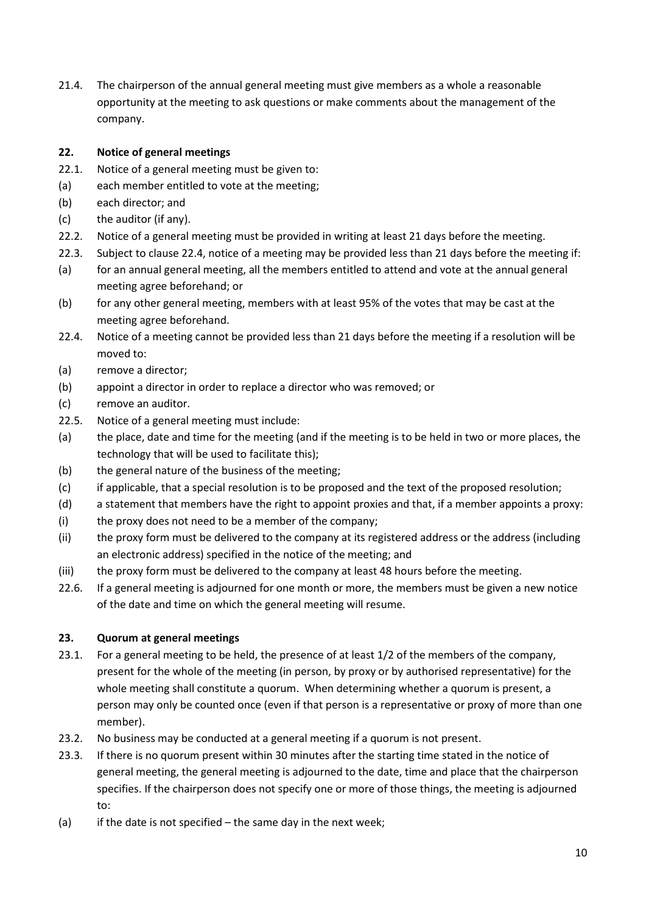21.4. The chairperson of the annual general meeting must give members as a whole a reasonable opportunity at the meeting to ask questions or make comments about the management of the company.

## 22. Notice of general meetings

22.1. Notice of a general meeting must be given to:

(a) each member entitled to vote at the meeting;

(b) each director; and

(c) the auditor (if any).

22.2. Notice of a general meeting must be provided in writing at least 21 days before the meeting.

22.3. Subject to clause 22.4, notice of a meeting may be provided less than 21 days before the meeting if:

(a) for an annual general meeting, all the members entitled to attend and vote at the annual general meeting agree beforehand; or

(b) for any other general meeting, members with at least 95% of the votes that may be cast at the meeting agree beforehand.

22.4. Notice of a meeting cannot be provided less than 21 days before the meeting if a resolution will be moved to:

(a) remove a director;

(b) appoint a director in order to replace a director who was removed; or

(c) remove an auditor.

22.5. Notice of a general meeting must include:

(a) the place, date and time for the meeting (and if the meeting is to be held in two or more places, the technology that will be used to facilitate this);

(b) the general nature of the business of the meeting;

(c) if applicable, that a special resolution is to be proposed and the text of the proposed resolution;

(d) a statement that members have the right to appoint proxies and that, if a member appoints a proxy:

(i) the proxy does not need to be a member of the company;

(ii) the proxy form must be delivered to the company at its registered address or the address (including an electronic address) specified in the notice of the meeting; and

(iii) the proxy form must be delivered to the company at least 48 hours before the meeting.

22.6. If a general meeting is adjourned for one month or more, the members must be given a new notice of the date and time on which the general meeting will resume.

## 23. Quorum at general meetings

23.1. For a general meeting to be held, the presence of at least 1/2 of the members of the company, present for the whole of the meeting (in person, by proxy or by authorised representative) for the whole meeting shall constitute a quorum. When determining whether a quorum is present, a person may only be counted once (even if that person is a representative or proxy of more than one member).

23.2. No business may be conducted at a general meeting if a quorum is not present.

23.3. If there is no quorum present within 30 minutes after the starting time stated in the notice of general meeting, the general meeting is adjourned to the date, time and place that the chairperson specifies. If the chairperson does not specify one or more of those things, the meeting is adjourned to:

(a) if the date is not specified – the same day in the next week;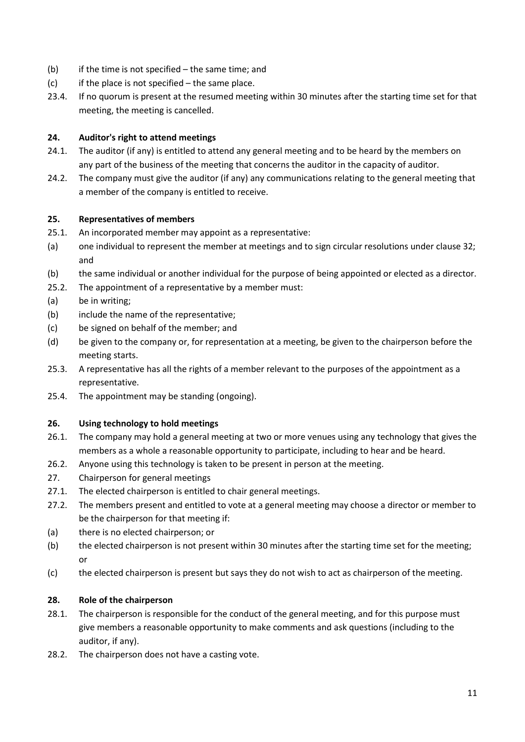(b) if the time is not specified – the same time; and

(c) if the place is not specified – the same place.

23.4. If no quorum is present at the resumed meeting within 30 minutes after the starting time set for that meeting, the meeting is cancelled.

### 24. Auditor's right to attend meetings

24.1. The auditor (if any) is entitled to attend any general meeting and to be heard by the members on any part of the business of the meeting that concerns the auditor in the capacity of auditor.

24.2. The company must give the auditor (if any) any communications relating to the general meeting that a member of the company is entitled to receive.

### 25. Representatives of members

25.1. An incorporated member may appoint as a representative:

(a) one individual to represent the member at meetings and to sign circular resolutions under clause 32; and

(b) the same individual or another individual for the purpose of being appointed or elected as a director.

25.2. The appointment of a representative by a member must:

(a) be in writing;

(b) include the name of the representative;

(c) be signed on behalf of the member; and

(d) be given to the company or, for representation at a meeting, be given to the chairperson before the meeting starts.

25.3. A representative has all the rights of a member relevant to the purposes of the appointment as a representative.

25.4. The appointment may be standing (ongoing).

### 26. Using technology to hold meetings

26.1. The company may hold a general meeting at two or more venues using any technology that gives the members as a whole a reasonable opportunity to participate, including to hear and be heard.

26.2. Anyone using this technology is taken to be present in person at the meeting.

27. Chairperson for general meetings

27.1. The elected chairperson is entitled to chair general meetings.

27.2. The members present and entitled to vote at a general meeting may choose a director or member to be the chairperson for that meeting if:

(a) there is no elected chairperson; or

(b) the elected chairperson is not present within 30 minutes after the starting time set for the meeting; or

(c) the elected chairperson is present but says they do not wish to act as chairperson of the meeting.

### 28. Role of the chairperson

28.1. The chairperson is responsible for the conduct of the general meeting, and for this purpose must give members a reasonable opportunity to make comments and ask questions (including to the auditor, if any).

28.2. The chairperson does not have a casting vote.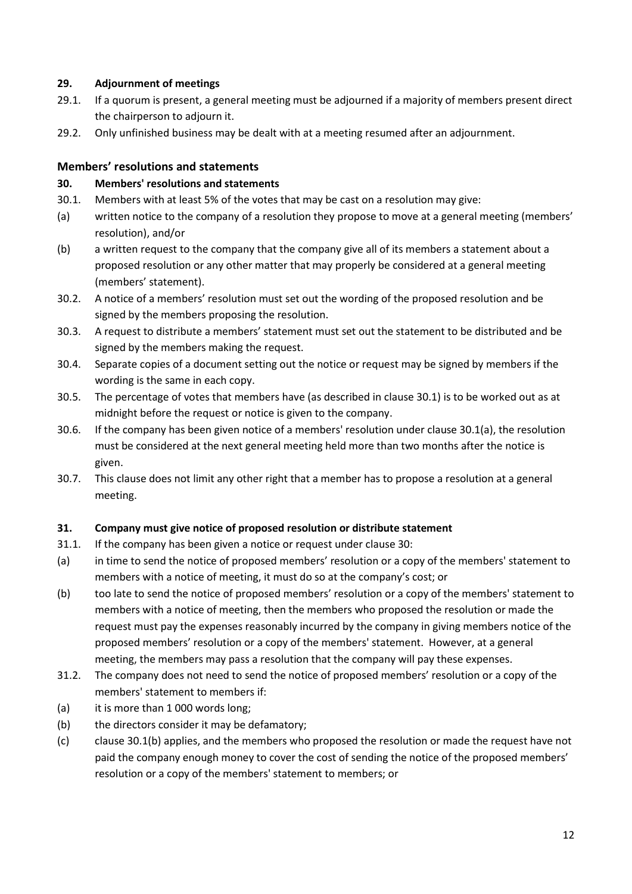**29. Adjournment of meetings**

29.1. If a quorum is present, a general meeting must be adjourned if a majority of members present direct the chairperson to adjourn it.

29.2. Only unfinished business may be dealt with at a meeting resumed after an adjournment.

## Members' resolutions and statements

**30. Members' resolutions and statements**

30.1. Members with at least 5% of the votes that may be cast on a resolution may give:

(a) written notice to the company of a resolution they propose to move at a general meeting (members' resolution), and/or

(b) a written request to the company that the company give all of its members a statement about a proposed resolution or any other matter that may properly be considered at a general meeting (members' statement).

30.2. A notice of a members' resolution must set out the wording of the proposed resolution and be signed by the members proposing the resolution.

30.3. A request to distribute a members' statement must set out the statement to be distributed and be signed by the members making the request.

30.4. Separate copies of a document setting out the notice or request may be signed by members if the wording is the same in each copy.

30.5. The percentage of votes that members have (as described in clause 30.1) is to be worked out as at midnight before the request or notice is given to the company.

30.6. If the company has been given notice of a members' resolution under clause 30.1(a), the resolution must be considered at the next general meeting held more than two months after the notice is given.

30.7. This clause does not limit any other right that a member has to propose a resolution at a general meeting.

**31. Company must give notice of proposed resolution or distribute statement**

31.1. If the company has been given a notice or request under clause 30:

(a) in time to send the notice of proposed members' resolution or a copy of the members' statement to members with a notice of meeting, it must do so at the company's cost; or

(b) too late to send the notice of proposed members' resolution or a copy of the members' statement to members with a notice of meeting, then the members who proposed the resolution or made the request must pay the expenses reasonably incurred by the company in giving members notice of the proposed members' resolution or a copy of the members' statement. However, at a general meeting, the members may pass a resolution that the company will pay these expenses.

31.2. The company does not need to send the notice of proposed members' resolution or a copy of the members' statement to members if:

(a) it is more than 1 000 words long;

(b) the directors consider it may be defamatory;

(c) clause 30.1(b) applies, and the members who proposed the resolution or made the request have not paid the company enough money to cover the cost of sending the notice of the proposed members' resolution or a copy of the members' statement to members; or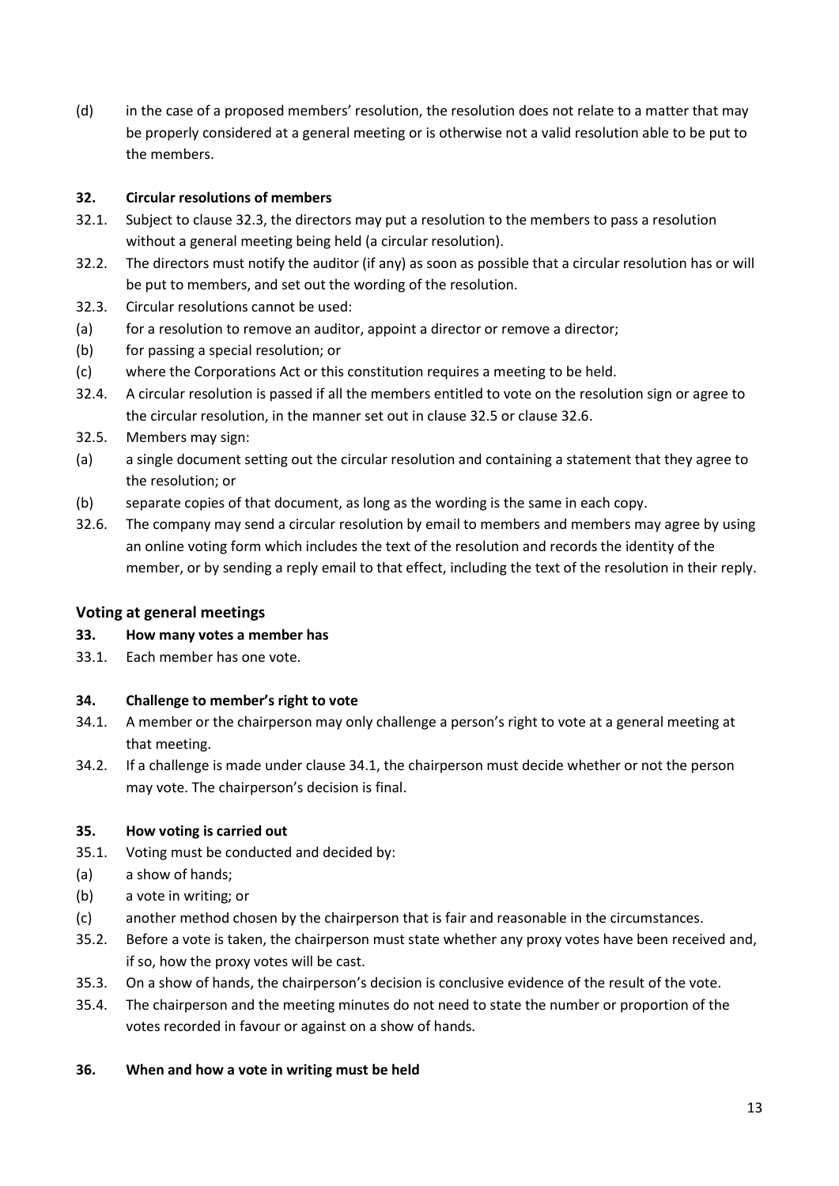(d) in the case of a proposed members' resolution, the resolution does not relate to a matter that may be properly considered at a general meeting or is otherwise not a valid resolution able to be put to the members.

**32. Circular resolutions of members**

32.1. Subject to clause 32.3, the directors may put a resolution to the members to pass a resolution without a general meeting being held (a circular resolution).

32.2. The directors must notify the auditor (if any) as soon as possible that a circular resolution has or will be put to members, and set out the wording of the resolution.

32.3. Circular resolutions cannot be used:

(a) for a resolution to remove an auditor, appoint a director or remove a director;

(b) for passing a special resolution; or

(c) where the Corporations Act or this constitution requires a meeting to be held.

32.4. A circular resolution is passed if all the members entitled to vote on the resolution sign or agree to the circular resolution, in the manner set out in clause 32.5 or clause 32.6.

32.5. Members may sign:

(a) a single document setting out the circular resolution and containing a statement that they agree to the resolution; or

(b) separate copies of that document, as long as the wording is the same in each copy.

32.6. The company may send a circular resolution by email to members and members may agree by using an online voting form which includes the text of the resolution and records the identity of the member, or by sending a reply email to that effect, including the text of the resolution in their reply.

## Voting at general meetings

**33. How many votes a member has**

33.1. Each member has one vote.

**34. Challenge to member's right to vote**

34.1. A member or the chairperson may only challenge a person's right to vote at a general meeting at that meeting.

34.2. If a challenge is made under clause 34.1, the chairperson must decide whether or not the person may vote. The chairperson's decision is final.

**35. How voting is carried out**

35.1. Voting must be conducted and decided by:

(a) a show of hands;

(b) a vote in writing; or

(c) another method chosen by the chairperson that is fair and reasonable in the circumstances.

35.2. Before a vote is taken, the chairperson must state whether any proxy votes have been received and, if so, how the proxy votes will be cast.

35.3. On a show of hands, the chairperson's decision is conclusive evidence of the result of the vote.

35.4. The chairperson and the meeting minutes do not need to state the number or proportion of the votes recorded in favour or against on a show of hands.

**36. When and how a vote in writing must be held**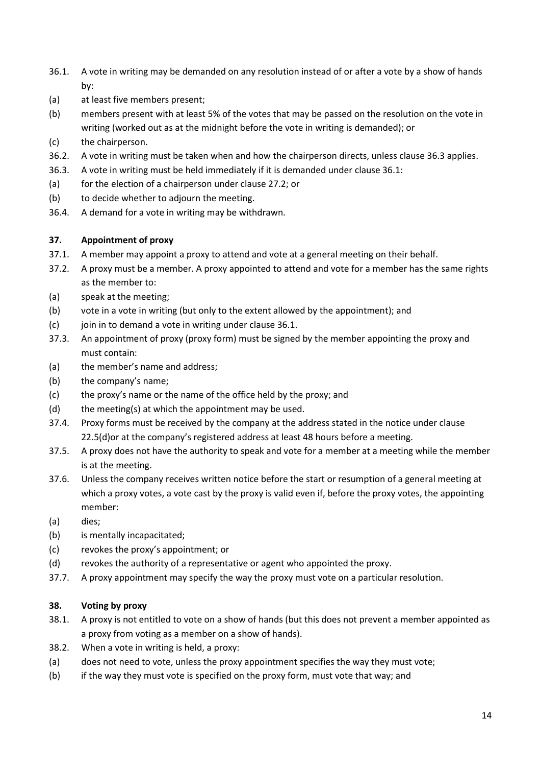36.1. A vote in writing may be demanded on any resolution instead of or after a vote by a show of hands by:

(a) at least five members present;

(b) members present with at least 5% of the votes that may be passed on the resolution on the vote in writing (worked out as at the midnight before the vote in writing is demanded); or

(c) the chairperson.

36.2. A vote in writing must be taken when and how the chairperson directs, unless clause 36.3 applies.

36.3. A vote in writing must be held immediately if it is demanded under clause 36.1:

(a) for the election of a chairperson under clause 27.2; or

(b) to decide whether to adjourn the meeting.

36.4. A demand for a vote in writing may be withdrawn.

### 37. Appointment of proxy

37.1. A member may appoint a proxy to attend and vote at a general meeting on their behalf.

37.2. A proxy must be a member. A proxy appointed to attend and vote for a member has the same rights as the member to:

(a) speak at the meeting;

(b) vote in a vote in writing (but only to the extent allowed by the appointment); and

(c) join in to demand a vote in writing under clause 36.1.

37.3. An appointment of proxy (proxy form) must be signed by the member appointing the proxy and must contain:

(a) the member's name and address;

(b) the company's name;

(c) the proxy's name or the name of the office held by the proxy; and

(d) the meeting(s) at which the appointment may be used.

37.4. Proxy forms must be received by the company at the address stated in the notice under clause 22.5(d)or at the company's registered address at least 48 hours before a meeting.

37.5. A proxy does not have the authority to speak and vote for a member at a meeting while the member is at the meeting.

37.6. Unless the company receives written notice before the start or resumption of a general meeting at which a proxy votes, a vote cast by the proxy is valid even if, before the proxy votes, the appointing member:

(a) dies;

(b) is mentally incapacitated;

(c) revokes the proxy's appointment; or

(d) revokes the authority of a representative or agent who appointed the proxy.

37.7. A proxy appointment may specify the way the proxy must vote on a particular resolution.

### 38. Voting by proxy

38.1. A proxy is not entitled to vote on a show of hands (but this does not prevent a member appointed as a proxy from voting as a member on a show of hands).

38.2. When a vote in writing is held, a proxy:

(a) does not need to vote, unless the proxy appointment specifies the way they must vote;

(b) if the way they must vote is specified on the proxy form, must vote that way; and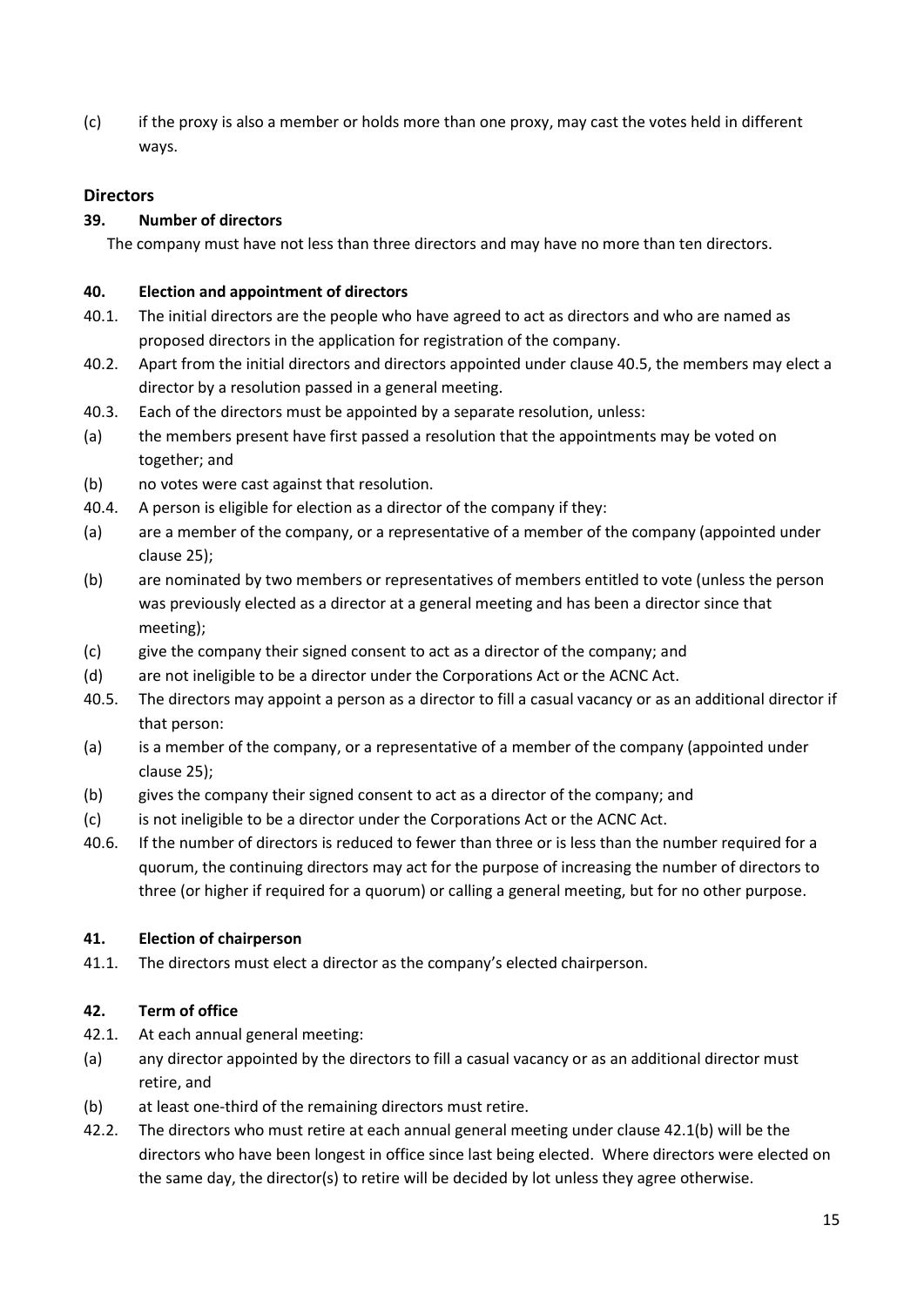(c) if the proxy is also a member or holds more than one proxy, may cast the votes held in different ways.

## Directors

### 39. Number of directors

The company must have not less than three directors and may have no more than ten directors.

### 40. Election and appointment of directors

40.1. The initial directors are the people who have agreed to act as directors and who are named as proposed directors in the application for registration of the company.

40.2. Apart from the initial directors and directors appointed under clause 40.5, the members may elect a director by a resolution passed in a general meeting.

40.3. Each of the directors must be appointed by a separate resolution, unless:

(a) the members present have first passed a resolution that the appointments may be voted on together; and

(b) no votes were cast against that resolution.

40.4. A person is eligible for election as a director of the company if they:

(a) are a member of the company, or a representative of a member of the company (appointed under clause 25);

(b) are nominated by two members or representatives of members entitled to vote (unless the person was previously elected as a director at a general meeting and has been a director since that meeting);

(c) give the company their signed consent to act as a director of the company; and

(d) are not ineligible to be a director under the Corporations Act or the ACNC Act.

40.5. The directors may appoint a person as a director to fill a casual vacancy or as an additional director if that person:

(a) is a member of the company, or a representative of a member of the company (appointed under clause 25);

(b) gives the company their signed consent to act as a director of the company; and

(c) is not ineligible to be a director under the Corporations Act or the ACNC Act.

40.6. If the number of directors is reduced to fewer than three or is less than the number required for a quorum, the continuing directors may act for the purpose of increasing the number of directors to three (or higher if required for a quorum) or calling a general meeting, but for no other purpose.

### 41. Election of chairperson

41.1. The directors must elect a director as the company's elected chairperson.

### 42. Term of office

42.1. At each annual general meeting:

(a) any director appointed by the directors to fill a casual vacancy or as an additional director must retire, and

(b) at least one-third of the remaining directors must retire.

42.2. The directors who must retire at each annual general meeting under clause 42.1(b) will be the directors who have been longest in office since last being elected. Where directors were elected on the same day, the director(s) to retire will be decided by lot unless they agree otherwise.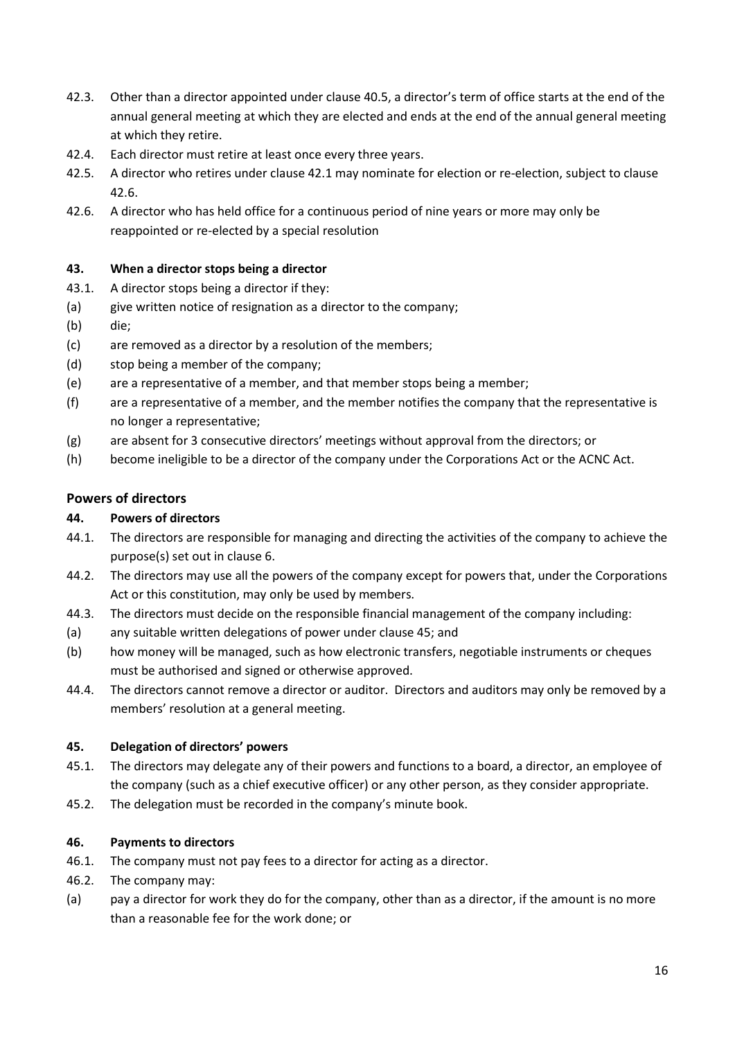42.3. Other than a director appointed under clause 40.5, a director's term of office starts at the end of the annual general meeting at which they are elected and ends at the end of the annual general meeting at which they retire.

42.4. Each director must retire at least once every three years.

42.5. A director who retires under clause 42.1 may nominate for election or re-election, subject to clause 42.6.

42.6. A director who has held office for a continuous period of nine years or more may only be reappointed or re-elected by a special resolution

**43. When a director stops being a director**

43.1. A director stops being a director if they:

(a) give written notice of resignation as a director to the company;

(b) die;

(c) are removed as a director by a resolution of the members;

(d) stop being a member of the company;

(e) are a representative of a member, and that member stops being a member;

(f) are a representative of a member, and the member notifies the company that the representative is no longer a representative;

(g) are absent for 3 consecutive directors' meetings without approval from the directors; or

(h) become ineligible to be a director of the company under the Corporations Act or the ACNC Act.

## Powers of directors

**44. Powers of directors**

44.1. The directors are responsible for managing and directing the activities of the company to achieve the purpose(s) set out in clause 6.

44.2. The directors may use all the powers of the company except for powers that, under the Corporations Act or this constitution, may only be used by members.

44.3. The directors must decide on the responsible financial management of the company including:

(a) any suitable written delegations of power under clause 45; and

(b) how money will be managed, such as how electronic transfers, negotiable instruments or cheques must be authorised and signed or otherwise approved.

44.4. The directors cannot remove a director or auditor. Directors and auditors may only be removed by a members' resolution at a general meeting.

**45. Delegation of directors' powers**

45.1. The directors may delegate any of their powers and functions to a board, a director, an employee of the company (such as a chief executive officer) or any other person, as they consider appropriate.

45.2. The delegation must be recorded in the company's minute book.

**46. Payments to directors**

46.1. The company must not pay fees to a director for acting as a director.

46.2. The company may:

(a) pay a director for work they do for the company, other than as a director, if the amount is no more than a reasonable fee for the work done; or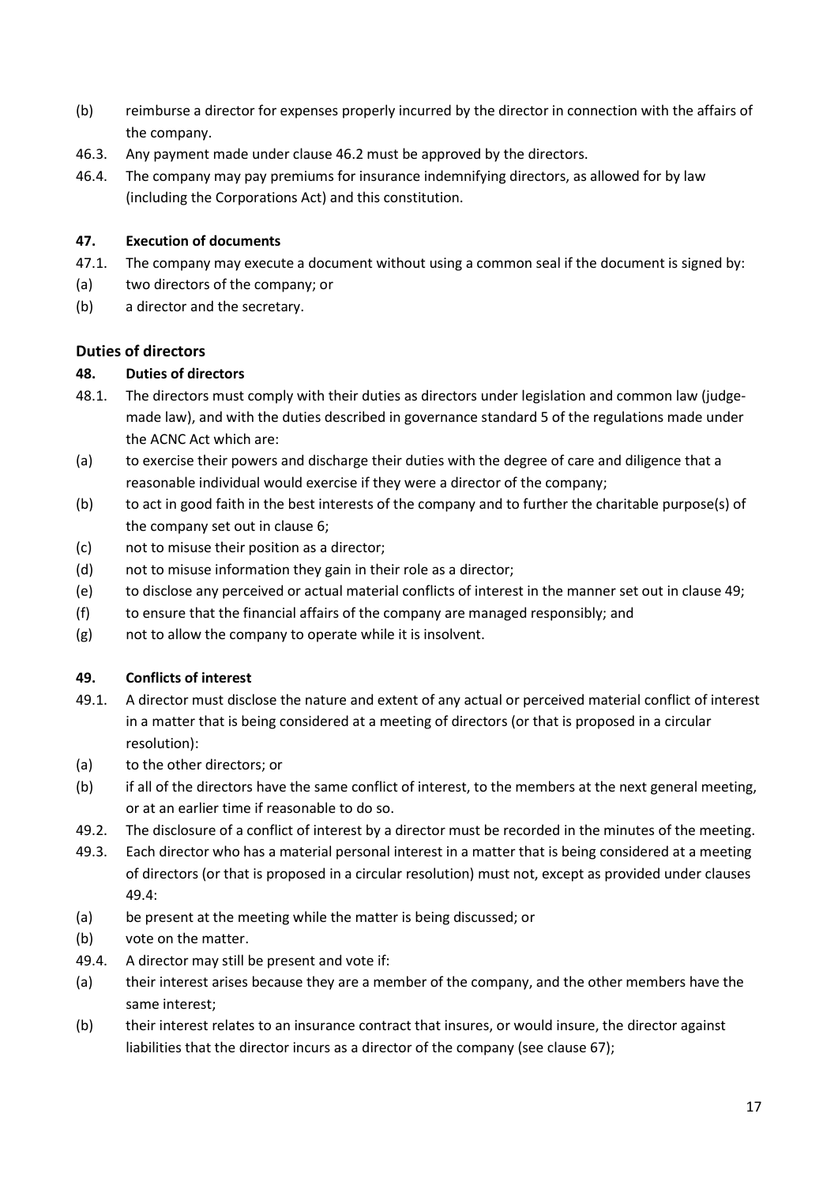(b) reimburse a director for expenses properly incurred by the director in connection with the affairs of the company.

46.3. Any payment made under clause 46.2 must be approved by the directors.

46.4. The company may pay premiums for insurance indemnifying directors, as allowed for by law (including the Corporations Act) and this constitution.

### 47. Execution of documents

47.1. The company may execute a document without using a common seal if the document is signed by:

(a) two directors of the company; or

(b) a director and the secretary.

## Duties of directors

### 48. Duties of directors

48.1. The directors must comply with their duties as directors under legislation and common law (judge-made law), and with the duties described in governance standard 5 of the regulations made under the ACNC Act which are:

(a) to exercise their powers and discharge their duties with the degree of care and diligence that a reasonable individual would exercise if they were a director of the company;

(b) to act in good faith in the best interests of the company and to further the charitable purpose(s) of the company set out in clause 6;

(c) not to misuse their position as a director;

(d) not to misuse information they gain in their role as a director;

(e) to disclose any perceived or actual material conflicts of interest in the manner set out in clause 49;

(f) to ensure that the financial affairs of the company are managed responsibly; and

(g) not to allow the company to operate while it is insolvent.

### 49. Conflicts of interest

49.1. A director must disclose the nature and extent of any actual or perceived material conflict of interest in a matter that is being considered at a meeting of directors (or that is proposed in a circular resolution):

(a) to the other directors; or

(b) if all of the directors have the same conflict of interest, to the members at the next general meeting, or at an earlier time if reasonable to do so.

49.2. The disclosure of a conflict of interest by a director must be recorded in the minutes of the meeting.

49.3. Each director who has a material personal interest in a matter that is being considered at a meeting of directors (or that is proposed in a circular resolution) must not, except as provided under clauses 49.4:

(a) be present at the meeting while the matter is being discussed; or

(b) vote on the matter.

49.4. A director may still be present and vote if:

(a) their interest arises because they are a member of the company, and the other members have the same interest;

(b) their interest relates to an insurance contract that insures, or would insure, the director against liabilities that the director incurs as a director of the company (see clause 67);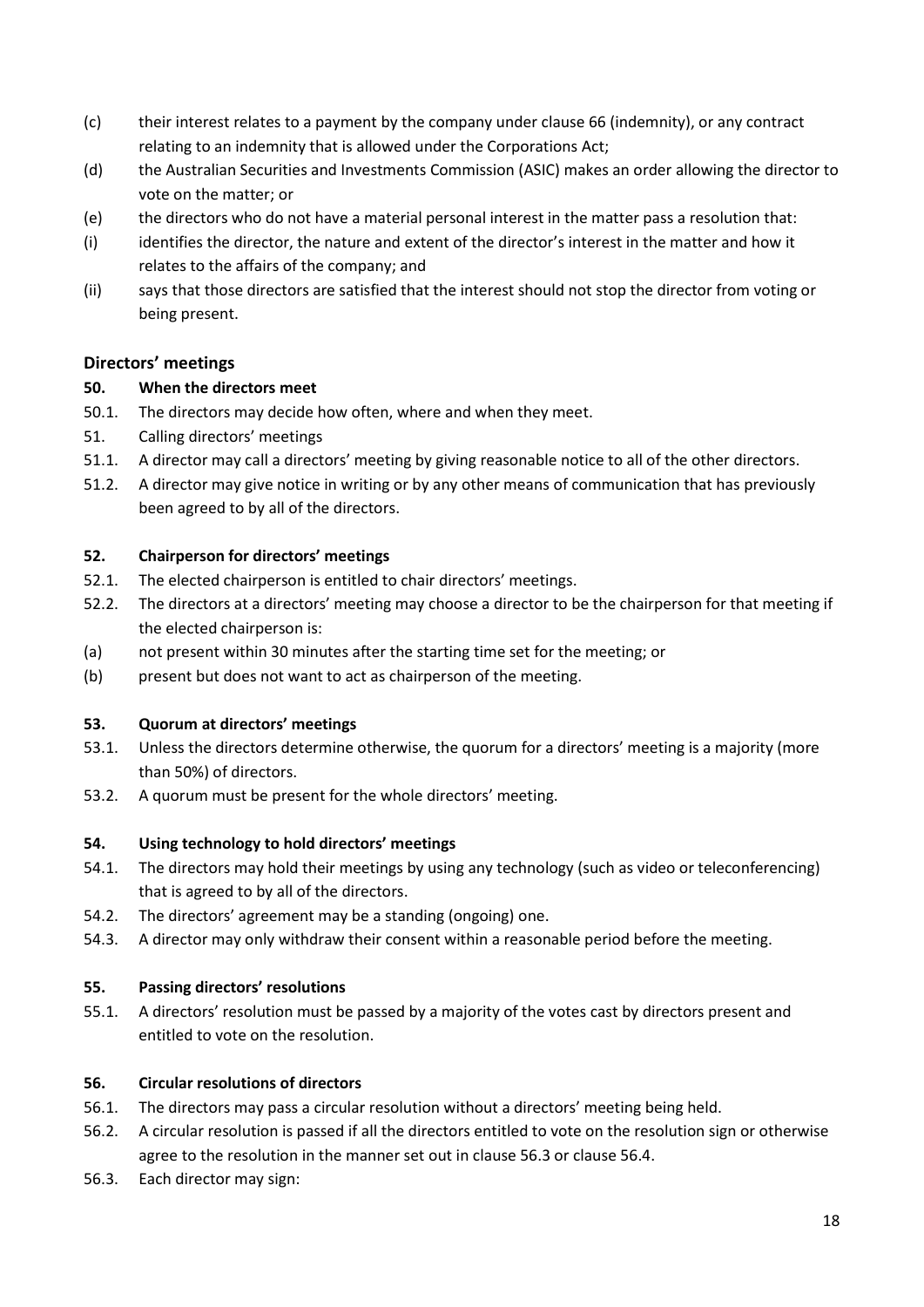(c) their interest relates to a payment by the company under clause 66 (indemnity), or any contract relating to an indemnity that is allowed under the Corporations Act;

(d) the Australian Securities and Investments Commission (ASIC) makes an order allowing the director to vote on the matter; or

(e) the directors who do not have a material personal interest in the matter pass a resolution that:

(i) identifies the director, the nature and extent of the director's interest in the matter and how it relates to the affairs of the company; and

(ii) says that those directors are satisfied that the interest should not stop the director from voting or being present.

## Directors' meetings

### 50. When the directors meet

50.1. The directors may decide how often, where and when they meet.

51. Calling directors' meetings

51.1. A director may call a directors' meeting by giving reasonable notice to all of the other directors.

51.2. A director may give notice in writing or by any other means of communication that has previously been agreed to by all of the directors.

### 52. Chairperson for directors' meetings

52.1. The elected chairperson is entitled to chair directors' meetings.

52.2. The directors at a directors' meeting may choose a director to be the chairperson for that meeting if the elected chairperson is:

(a) not present within 30 minutes after the starting time set for the meeting; or

(b) present but does not want to act as chairperson of the meeting.

### 53. Quorum at directors' meetings

53.1. Unless the directors determine otherwise, the quorum for a directors' meeting is a majority (more than 50%) of directors.

53.2. A quorum must be present for the whole directors' meeting.

### 54. Using technology to hold directors' meetings

54.1. The directors may hold their meetings by using any technology (such as video or teleconferencing) that is agreed to by all of the directors.

54.2. The directors' agreement may be a standing (ongoing) one.

54.3. A director may only withdraw their consent within a reasonable period before the meeting.

### 55. Passing directors' resolutions

55.1. A directors' resolution must be passed by a majority of the votes cast by directors present and entitled to vote on the resolution.

### 56. Circular resolutions of directors

56.1. The directors may pass a circular resolution without a directors' meeting being held.

56.2. A circular resolution is passed if all the directors entitled to vote on the resolution sign or otherwise agree to the resolution in the manner set out in clause 56.3 or clause 56.4.

56.3. Each director may sign: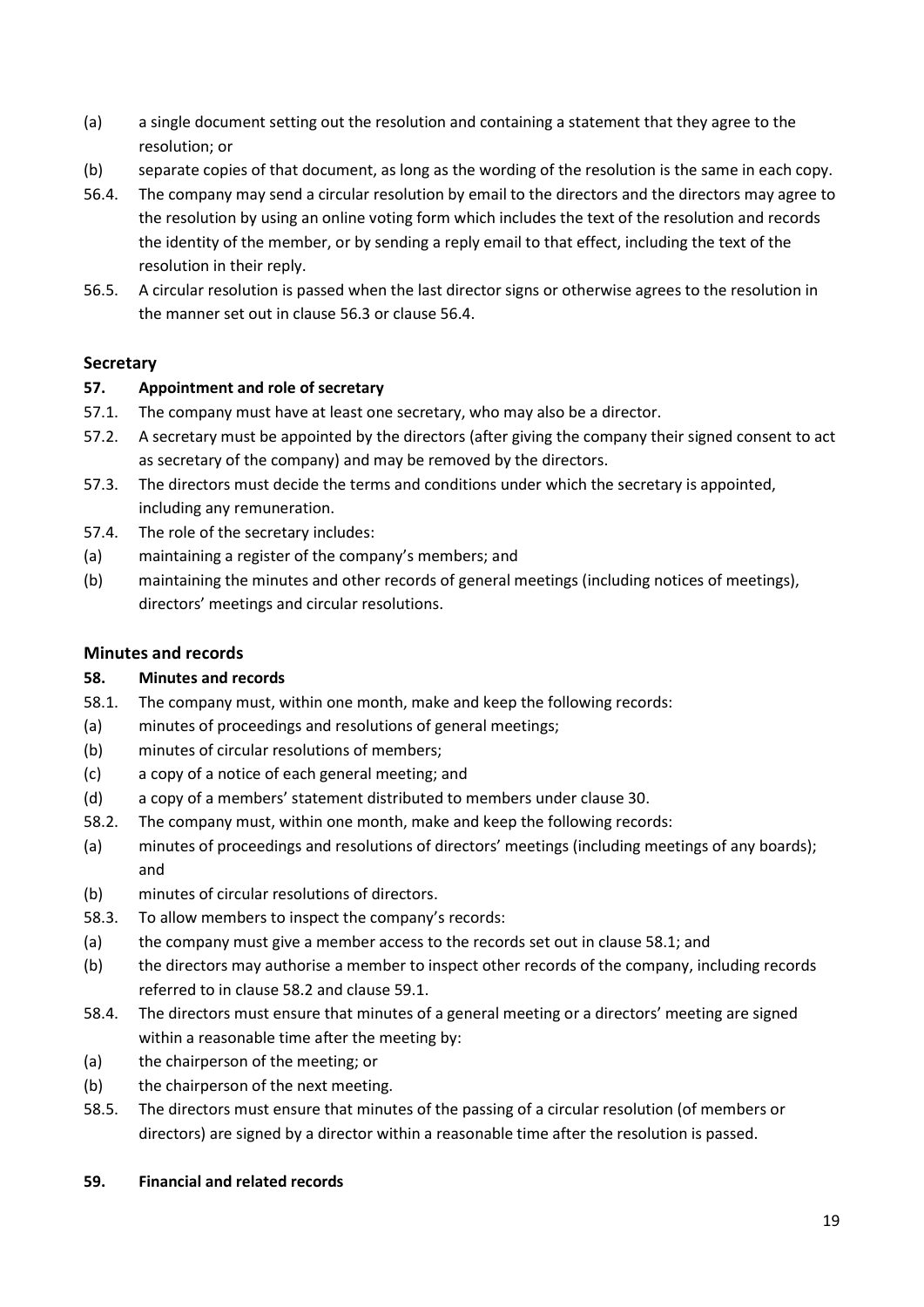(a) a single document setting out the resolution and containing a statement that they agree to the resolution; or

(b) separate copies of that document, as long as the wording of the resolution is the same in each copy.

56.4. The company may send a circular resolution by email to the directors and the directors may agree to the resolution by using an online voting form which includes the text of the resolution and records the identity of the member, or by sending a reply email to that effect, including the text of the resolution in their reply.

56.5. A circular resolution is passed when the last director signs or otherwise agrees to the resolution in the manner set out in clause 56.3 or clause 56.4.

## Secretary

### 57. Appointment and role of secretary

57.1. The company must have at least one secretary, who may also be a director.

57.2. A secretary must be appointed by the directors (after giving the company their signed consent to act as secretary of the company) and may be removed by the directors.

57.3. The directors must decide the terms and conditions under which the secretary is appointed, including any remuneration.

57.4. The role of the secretary includes:

(a) maintaining a register of the company's members; and

(b) maintaining the minutes and other records of general meetings (including notices of meetings), directors' meetings and circular resolutions.

## Minutes and records

### 58. Minutes and records

58.1. The company must, within one month, make and keep the following records:

(a) minutes of proceedings and resolutions of general meetings;

(b) minutes of circular resolutions of members;

(c) a copy of a notice of each general meeting; and

(d) a copy of a members' statement distributed to members under clause 30.

58.2. The company must, within one month, make and keep the following records:

(a) minutes of proceedings and resolutions of directors' meetings (including meetings of any boards); and

(b) minutes of circular resolutions of directors.

58.3. To allow members to inspect the company's records:

(a) the company must give a member access to the records set out in clause 58.1; and

(b) the directors may authorise a member to inspect other records of the company, including records referred to in clause 58.2 and clause 59.1.

58.4. The directors must ensure that minutes of a general meeting or a directors' meeting are signed within a reasonable time after the meeting by:

(a) the chairperson of the meeting; or

(b) the chairperson of the next meeting.

58.5. The directors must ensure that minutes of the passing of a circular resolution (of members or directors) are signed by a director within a reasonable time after the resolution is passed.

### 59. Financial and related records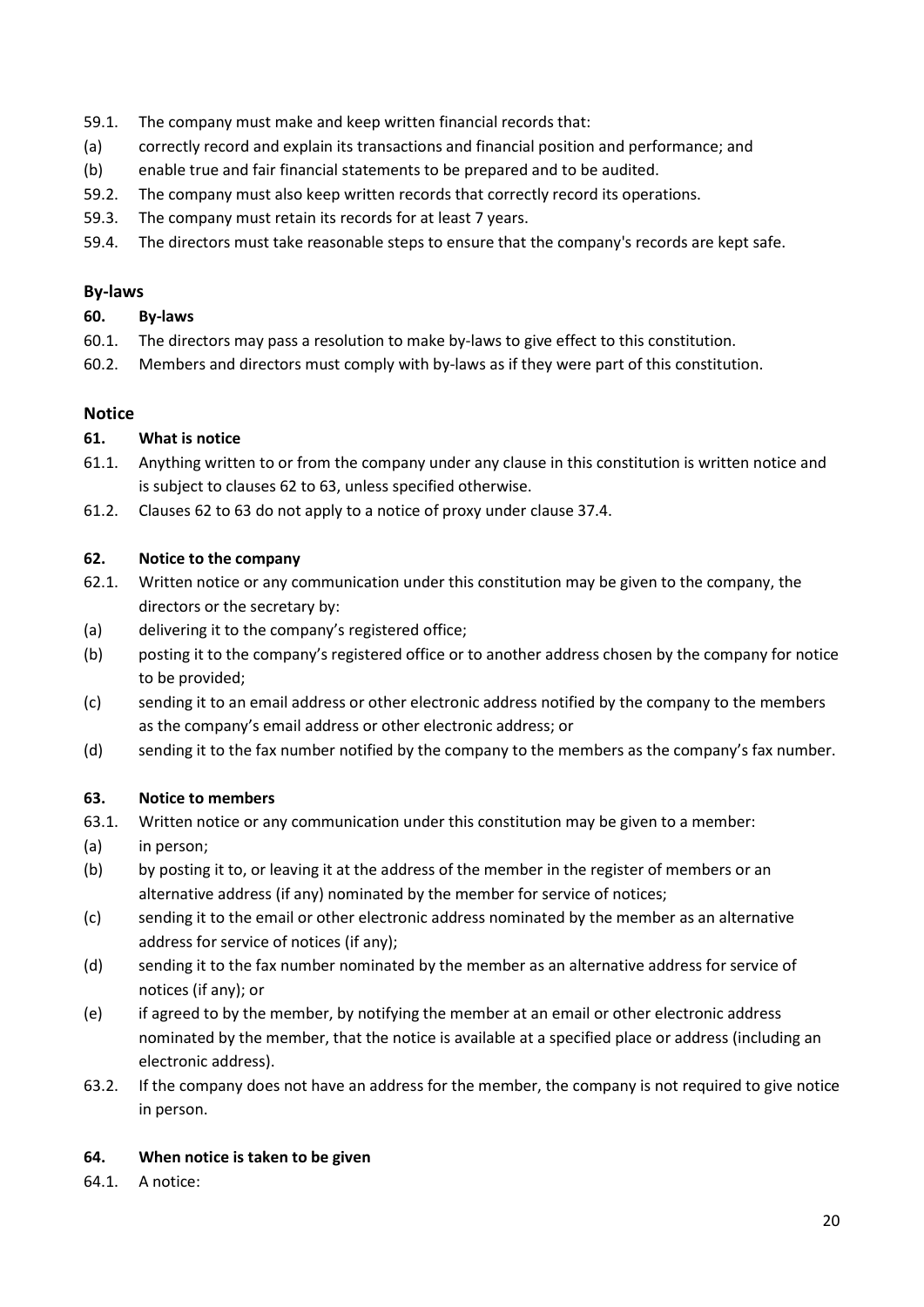59.1. The company must make and keep written financial records that:

(a) correctly record and explain its transactions and financial position and performance; and

(b) enable true and fair financial statements to be prepared and to be audited.

59.2. The company must also keep written records that correctly record its operations.

59.3. The company must retain its records for at least 7 years.

59.4. The directors must take reasonable steps to ensure that the company's records are kept safe.

## By-laws

### 60. By-laws

60.1. The directors may pass a resolution to make by-laws to give effect to this constitution.

60.2. Members and directors must comply with by-laws as if they were part of this constitution.

## Notice

### 61. What is notice

61.1. Anything written to or from the company under any clause in this constitution is written notice and is subject to clauses 62 to 63, unless specified otherwise.

61.2. Clauses 62 to 63 do not apply to a notice of proxy under clause 37.4.

### 62. Notice to the company

62.1. Written notice or any communication under this constitution may be given to the company, the directors or the secretary by:

(a) delivering it to the company's registered office;

(b) posting it to the company's registered office or to another address chosen by the company for notice to be provided;

(c) sending it to an email address or other electronic address notified by the company to the members as the company's email address or other electronic address; or

(d) sending it to the fax number notified by the company to the members as the company's fax number.

### 63. Notice to members

63.1. Written notice or any communication under this constitution may be given to a member:

(a) in person;

(b) by posting it to, or leaving it at the address of the member in the register of members or an alternative address (if any) nominated by the member for service of notices;

(c) sending it to the email or other electronic address nominated by the member as an alternative address for service of notices (if any);

(d) sending it to the fax number nominated by the member as an alternative address for service of notices (if any); or

(e) if agreed to by the member, by notifying the member at an email or other electronic address nominated by the member, that the notice is available at a specified place or address (including an electronic address).

63.2. If the company does not have an address for the member, the company is not required to give notice in person.

### 64. When notice is taken to be given

64.1. A notice: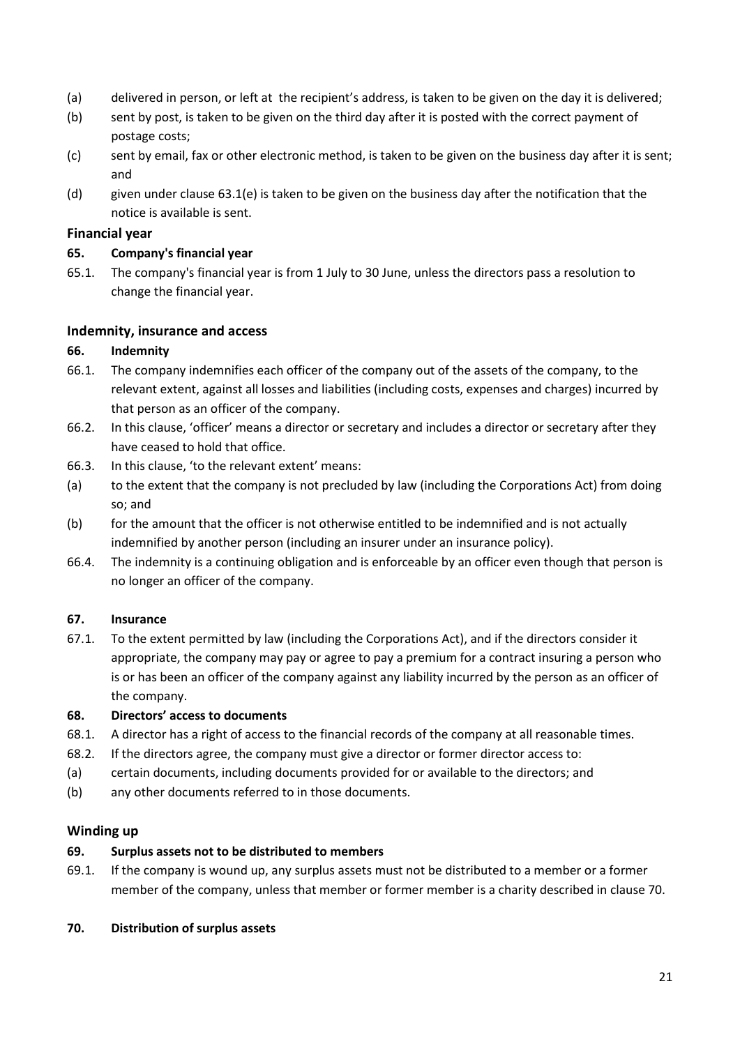(a) delivered in person, or left at the recipient's address, is taken to be given on the day it is delivered;

(b) sent by post, is taken to be given on the third day after it is posted with the correct payment of postage costs;

(c) sent by email, fax or other electronic method, is taken to be given on the business day after it is sent; and

(d) given under clause 63.1(e) is taken to be given on the business day after the notification that the notice is available is sent.

## Financial year

### 65. Company's financial year

65.1. The company's financial year is from 1 July to 30 June, unless the directors pass a resolution to change the financial year.

## Indemnity, insurance and access

### 66. Indemnity

66.1. The company indemnifies each officer of the company out of the assets of the company, to the relevant extent, against all losses and liabilities (including costs, expenses and charges) incurred by that person as an officer of the company.

66.2. In this clause, 'officer' means a director or secretary and includes a director or secretary after they have ceased to hold that office.

66.3. In this clause, 'to the relevant extent' means:

(a) to the extent that the company is not precluded by law (including the Corporations Act) from doing so; and

(b) for the amount that the officer is not otherwise entitled to be indemnified and is not actually indemnified by another person (including an insurer under an insurance policy).

66.4. The indemnity is a continuing obligation and is enforceable by an officer even though that person is no longer an officer of the company.

### 67. Insurance

67.1. To the extent permitted by law (including the Corporations Act), and if the directors consider it appropriate, the company may pay or agree to pay a premium for a contract insuring a person who is or has been an officer of the company against any liability incurred by the person as an officer of the company.

### 68. Directors' access to documents

68.1. A director has a right of access to the financial records of the company at all reasonable times.

68.2. If the directors agree, the company must give a director or former director access to:

(a) certain documents, including documents provided for or available to the directors; and

(b) any other documents referred to in those documents.

## Winding up

### 69. Surplus assets not to be distributed to members

69.1. If the company is wound up, any surplus assets must not be distributed to a member or a former member of the company, unless that member or former member is a charity described in clause 70.

### 70. Distribution of surplus assets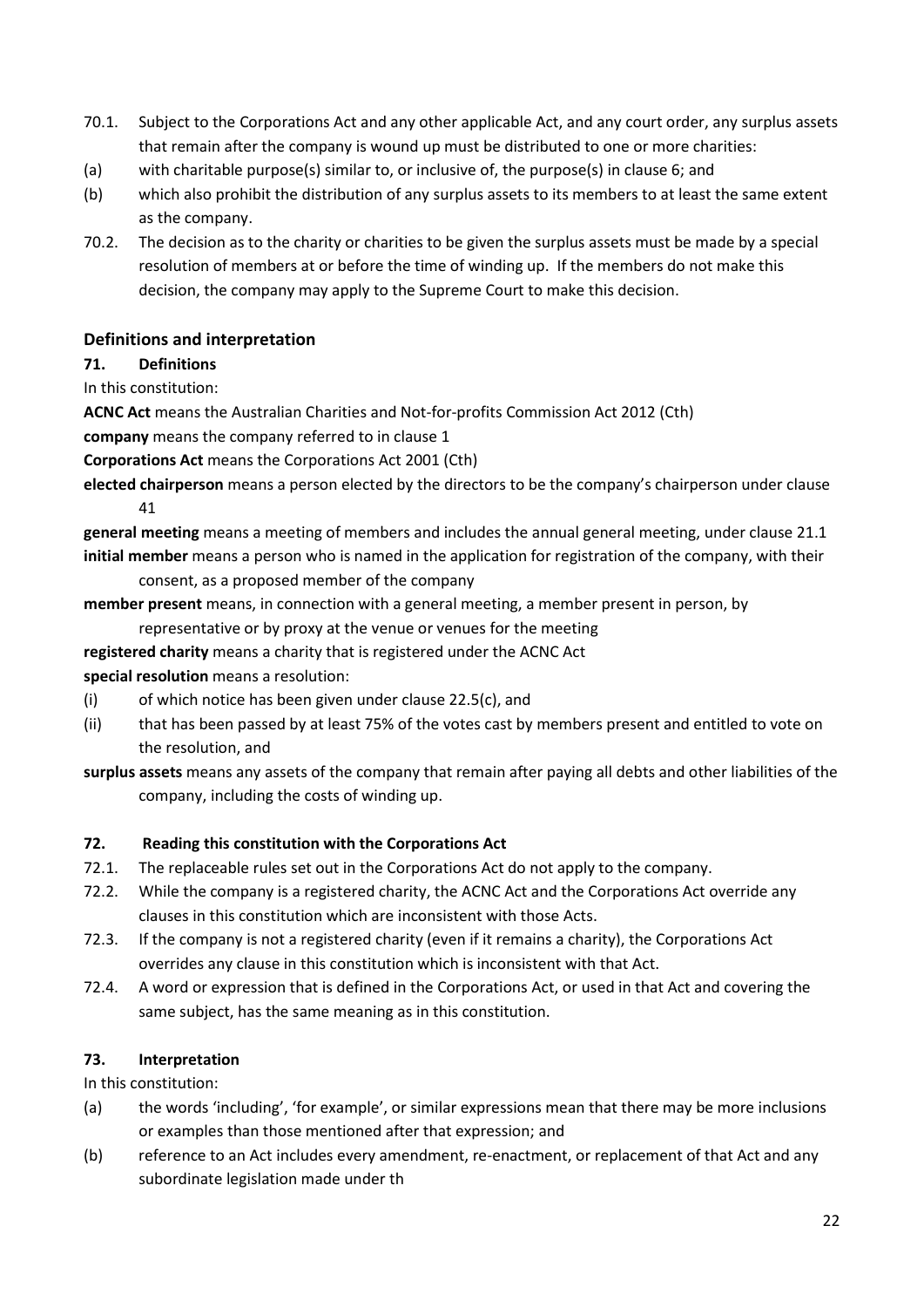70.1. Subject to the Corporations Act and any other applicable Act, and any court order, any surplus assets that remain after the company is wound up must be distributed to one or more charities:

(a) with charitable purpose(s) similar to, or inclusive of, the purpose(s) in clause 6; and

(b) which also prohibit the distribution of any surplus assets to its members to at least the same extent as the company.

70.2. The decision as to the charity or charities to be given the surplus assets must be made by a special resolution of members at or before the time of winding up. If the members do not make this decision, the company may apply to the Supreme Court to make this decision.

## Definitions and interpretation

### 71. Definitions

In this constitution:

**ACNC Act** means the Australian Charities and Not-for-profits Commission Act 2012 (Cth)

**company** means the company referred to in clause 1

**Corporations Act** means the Corporations Act 2001 (Cth)

**elected chairperson** means a person elected by the directors to be the company's chairperson under clause 41

**general meeting** means a meeting of members and includes the annual general meeting, under clause 21.1

**initial member** means a person who is named in the application for registration of the company, with their consent, as a proposed member of the company

**member present** means, in connection with a general meeting, a member present in person, by representative or by proxy at the venue or venues for the meeting

**registered charity** means a charity that is registered under the ACNC Act

**special resolution** means a resolution:

(i) of which notice has been given under clause 22.5(c), and

(ii) that has been passed by at least 75% of the votes cast by members present and entitled to vote on the resolution, and

**surplus assets** means any assets of the company that remain after paying all debts and other liabilities of the company, including the costs of winding up.

### 72. Reading this constitution with the Corporations Act

72.1. The replaceable rules set out in the Corporations Act do not apply to the company.

72.2. While the company is a registered charity, the ACNC Act and the Corporations Act override any clauses in this constitution which are inconsistent with those Acts.

72.3. If the company is not a registered charity (even if it remains a charity), the Corporations Act overrides any clause in this constitution which is inconsistent with that Act.

72.4. A word or expression that is defined in the Corporations Act, or used in that Act and covering the same subject, has the same meaning as in this constitution.

### 73. Interpretation

In this constitution:

(a) the words 'including', 'for example', or similar expressions mean that there may be more inclusions or examples than those mentioned after that expression; and

(b) reference to an Act includes every amendment, re-enactment, or replacement of that Act and any subordinate legislation made under th